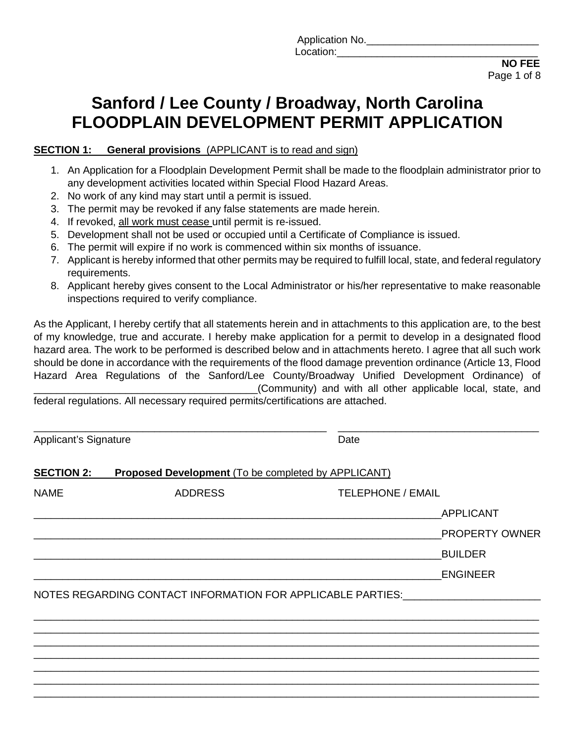Application No.______________________________
Location:___________________________________

**NO FEE**

# Sanford / Lee County / Broadway, North Carolina
# FLOODPLAIN DEVELOPMENT PERMIT APPLICATION

**SECTION 1: General provisions** (APPLICANT is to read and sign)

1. An Application for a Floodplain Development Permit shall be made to the floodplain administrator prior to any development activities located within Special Flood Hazard Areas.
2. No work of any kind may start until a permit is issued.
3. The permit may be revoked if any false statements are made herein.
4. If revoked, all work must cease until permit is re-issued.
5. Development shall not be used or occupied until a Certificate of Compliance is issued.
6. The permit will expire if no work is commenced within six months of issuance.
7. Applicant is hereby informed that other permits may be required to fulfill local, state, and federal regulatory requirements.
8. Applicant hereby gives consent to the Local Administrator or his/her representative to make reasonable inspections required to verify compliance.

As the Applicant, I hereby certify that all statements herein and in attachments to this application are, to the best of my knowledge, true and accurate. I hereby make application for a permit to develop in a designated flood hazard area. The work to be performed is described below and in attachments hereto. I agree that all such work should be done in accordance with the requirements of the flood damage prevention ordinance (Article 13, Flood Hazard Area Regulations of the Sanford/Lee County/Broadway Unified Development Ordinance) of ________________________________________(Community) and with all other applicable local, state, and federal regulations. All necessary required permits/certifications are attached.

______________________________________________________ ____________________________________

Applicant's Signature Date

**SECTION 2: Proposed Development** (To be completed by APPLICANT)

NAME ADDRESS TELEPHONE / EMAIL

___________________________________________________________________________APPLICANT

___________________________________________________________________________PROPERTY OWNER

___________________________________________________________________________BUILDER

___________________________________________________________________________ENGINEER

NOTES REGARDING CONTACT INFORMATION FOR APPLICABLE PARTIES:________________________

_____________________________________________________________________________________________

_____________________________________________________________________________________________

_____________________________________________________________________________________________

_____________________________________________________________________________________________

_____________________________________________________________________________________________

_____________________________________________________________________________________________

_____________________________________________________________________________________________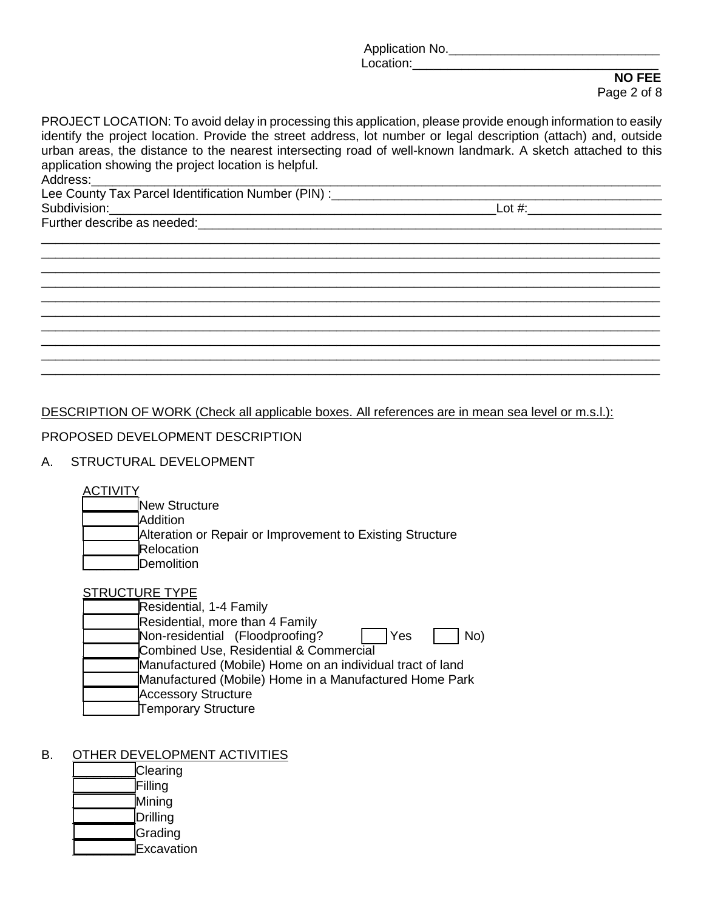Application No.______________________________
Location:__________________________________
**NO FEE**

PROJECT LOCATION: To avoid delay in processing this application, please provide enough information to easily identify the project location. Provide the street address, lot number or legal description (attach) and, outside urban areas, the distance to the nearest intersecting road of well-known landmark. A sketch attached to this application showing the project location is helpful.

Address:_______________________________________________________________________________

Lee County Tax Parcel Identification Number (PIN) :__________________________________________

Subdivision:___________________________________________________Lot #:___________________

Further describe as needed:_______________________________________________________________

_______________________________________________________________________________________

_______________________________________________________________________________________

_______________________________________________________________________________________

_______________________________________________________________________________________

_______________________________________________________________________________________

_______________________________________________________________________________________

_______________________________________________________________________________________

_______________________________________________________________________________________

_______________________________________________________________________________________

DESCRIPTION OF WORK (Check all applicable boxes. All references are in mean sea level or m.s.l.):

PROPOSED DEVELOPMENT DESCRIPTION

A. STRUCTURAL DEVELOPMENT

ACTIVITY

- [ ] New Structure
- [ ] Addition
- [ ] Alteration or Repair or Improvement to Existing Structure
- [ ] Relocation
- [ ] Demolition

STRUCTURE TYPE

- [ ] Residential, 1-4 Family
- [ ] Residential, more than 4 Family
- [ ] Non-residential (Floodproofing? [ ] Yes [ ] No)
- [ ] Combined Use, Residential & Commercial
- [ ] Manufactured (Mobile) Home on an individual tract of land
- [ ] Manufactured (Mobile) Home in a Manufactured Home Park
- [ ] Accessory Structure
- [ ] Temporary Structure

B. OTHER DEVELOPMENT ACTIVITIES

- [ ] Clearing
- [ ] Filling
- [ ] Mining
- [ ] Drilling
- [ ] Grading
- [ ] Excavation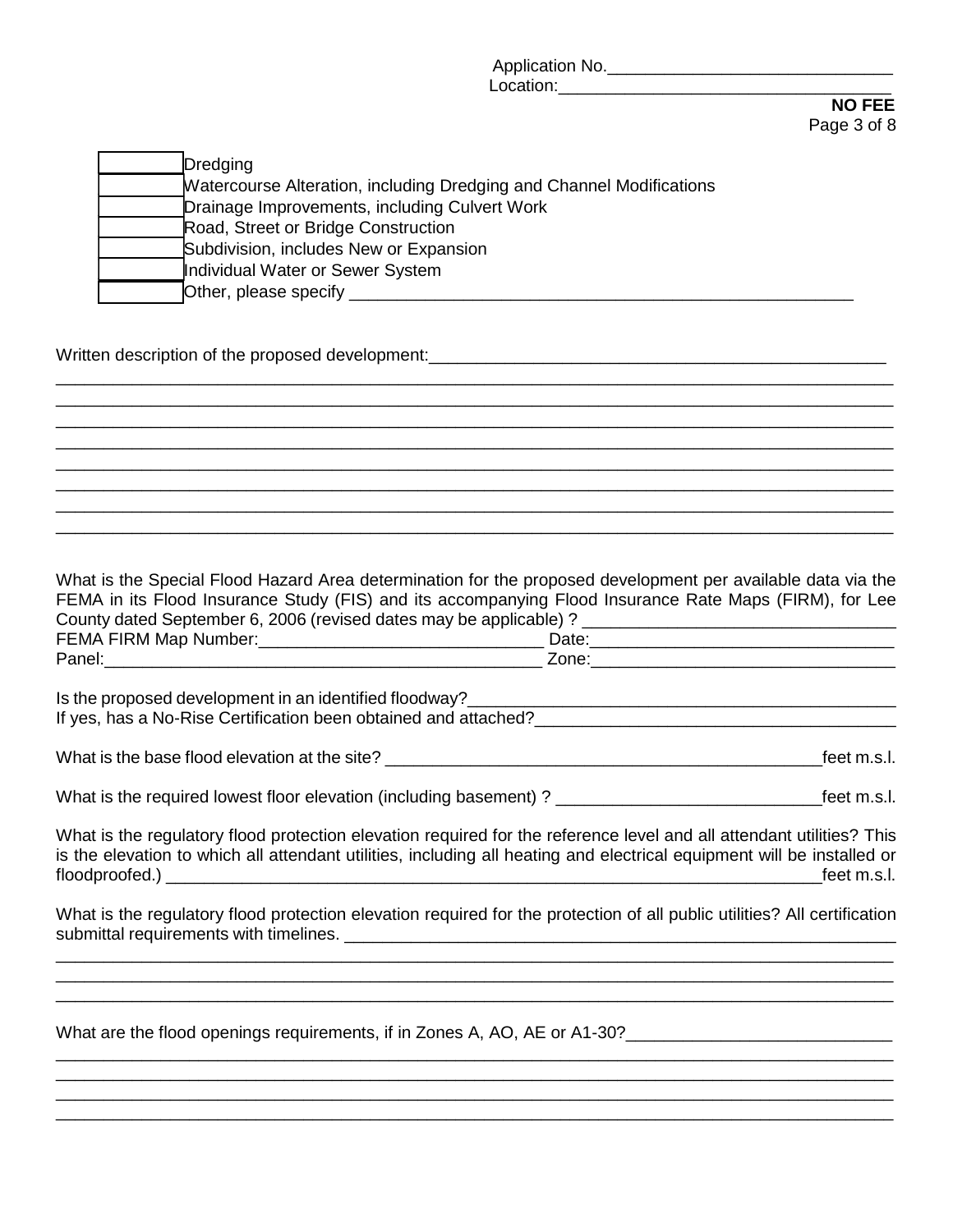Application No.______________________________
Location:__________________________________

**NO FEE**

| | |
|---|---|
| | Dredging |
| | Watercourse Alteration, including Dredging and Channel Modifications |
| | Drainage Improvements, including Culvert Work |
| | Road, Street or Bridge Construction |
| | Subdivision, includes New or Expansion |
| | Individual Water or Sewer System |
| | Other, please specify ________________________________________________________ |

Written description of the proposed development:__________________________________________________

_____________________________________________________________________________________________
_____________________________________________________________________________________________
_____________________________________________________________________________________________
_____________________________________________________________________________________________
_____________________________________________________________________________________________
_____________________________________________________________________________________________
_____________________________________________________________________________________________
_____________________________________________________________________________________________

What is the Special Flood Hazard Area determination for the proposed development per available data via the FEMA in its Flood Insurance Study (FIS) and its accompanying Flood Insurance Rate Maps (FIRM), for Lee County dated September 6, 2006 (revised dates may be applicable) ? _________________________________

FEMA FIRM Map Number:______________________________ Date:________________________________

Panel:_____________________________________________ Zone:________________________________

Is the proposed development in an identified floodway?_____________________________________________

If yes, has a No-Rise Certification been obtained and attached?______________________________________

What is the base flood elevation at the site? _______________________________________________feet m.s.l.

What is the required lowest floor elevation (including basement) ? ___________________________feet m.s.l.

What is the regulatory flood protection elevation required for the reference level and all attendant utilities? This is the elevation to which all attendant utilities, including all heating and electrical equipment will be installed or floodproofed.) ________________________________________________________________________feet m.s.l.

What is the regulatory flood protection elevation required for the protection of all public utilities? All certification submittal requirements with timelines. ___________________________________________________________

_____________________________________________________________________________________________
_____________________________________________________________________________________________
_____________________________________________________________________________________________

What are the flood openings requirements, if in Zones A, AO, AE or A1-30?___________________________

_____________________________________________________________________________________________
_____________________________________________________________________________________________
_____________________________________________________________________________________________
_____________________________________________________________________________________________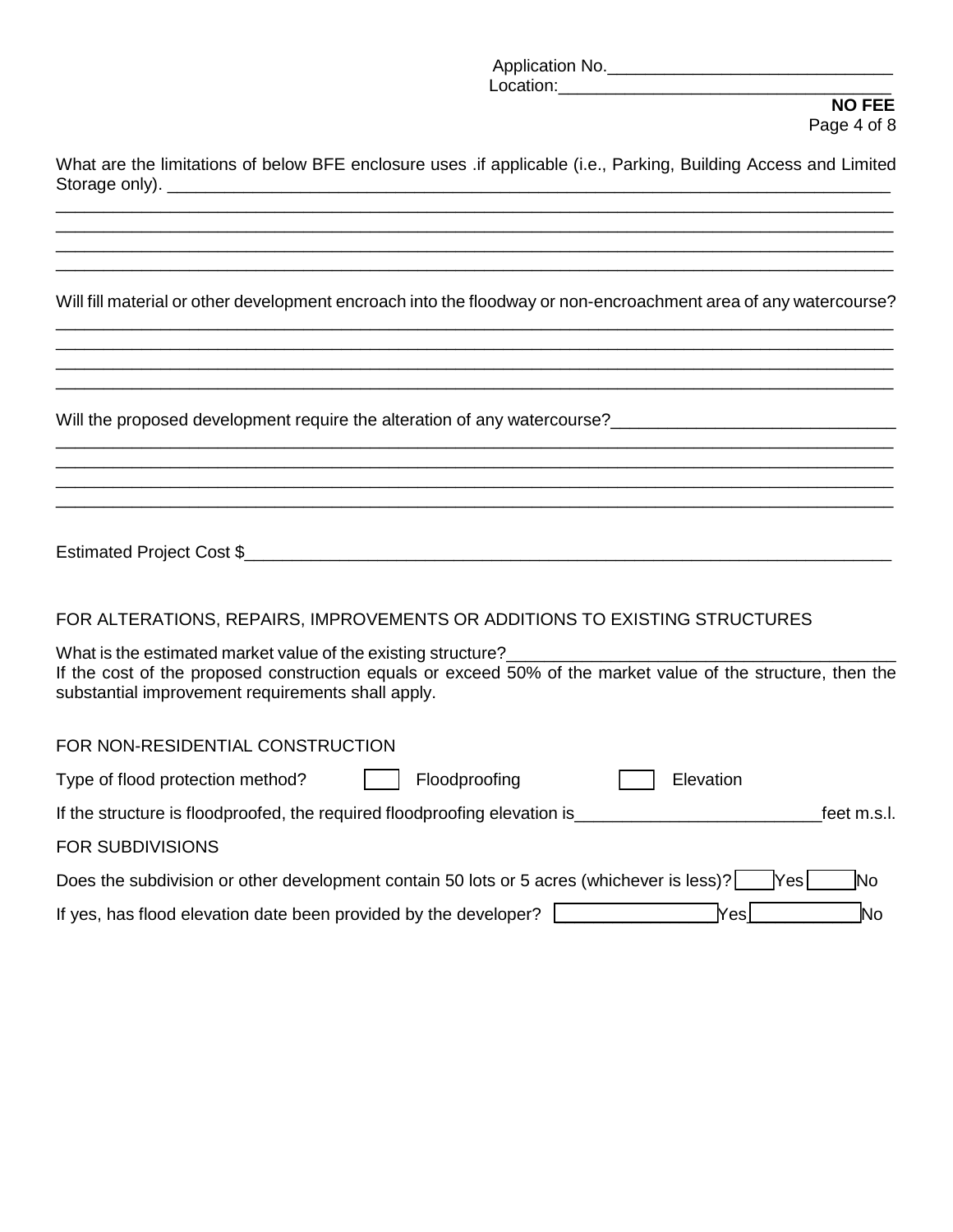Application No.______________________________
Location:__________________________________

**NO FEE**

What are the limitations of below BFE enclosure uses .if applicable (i.e., Parking, Building Access and Limited Storage only). ______________________________________________________________________________
______________________________________________________________________________
______________________________________________________________________________
______________________________________________________________________________
______________________________________________________________________________

Will fill material or other development encroach into the floodway or non-encroachment area of any watercourse?
______________________________________________________________________________
______________________________________________________________________________
______________________________________________________________________________
______________________________________________________________________________

Will the proposed development require the alteration of any watercourse?______________________________
______________________________________________________________________________
______________________________________________________________________________
______________________________________________________________________________
______________________________________________________________________________

Estimated Project Cost $______________________________________________________________________

FOR ALTERATIONS, REPAIRS, IMPROVEMENTS OR ADDITIONS TO EXISTING STRUCTURES

What is the estimated market value of the existing structure?________________________________________
If the cost of the proposed construction equals or exceed 50% of the market value of the structure, then the substantial improvement requirements shall apply.

FOR NON-RESIDENTIAL CONSTRUCTION

Type of flood protection method? ☐ Floodproofing ☐ Elevation

If the structure is floodproofed, the required floodproofing elevation is__________________________feet m.s.l.

FOR SUBDIVISIONS

Does the subdivision or other development contain 50 lots or 5 acres (whichever is less)? ☐ Yes ☐ No

If yes, has flood elevation date been provided by the developer? ☐ Yes ☐ No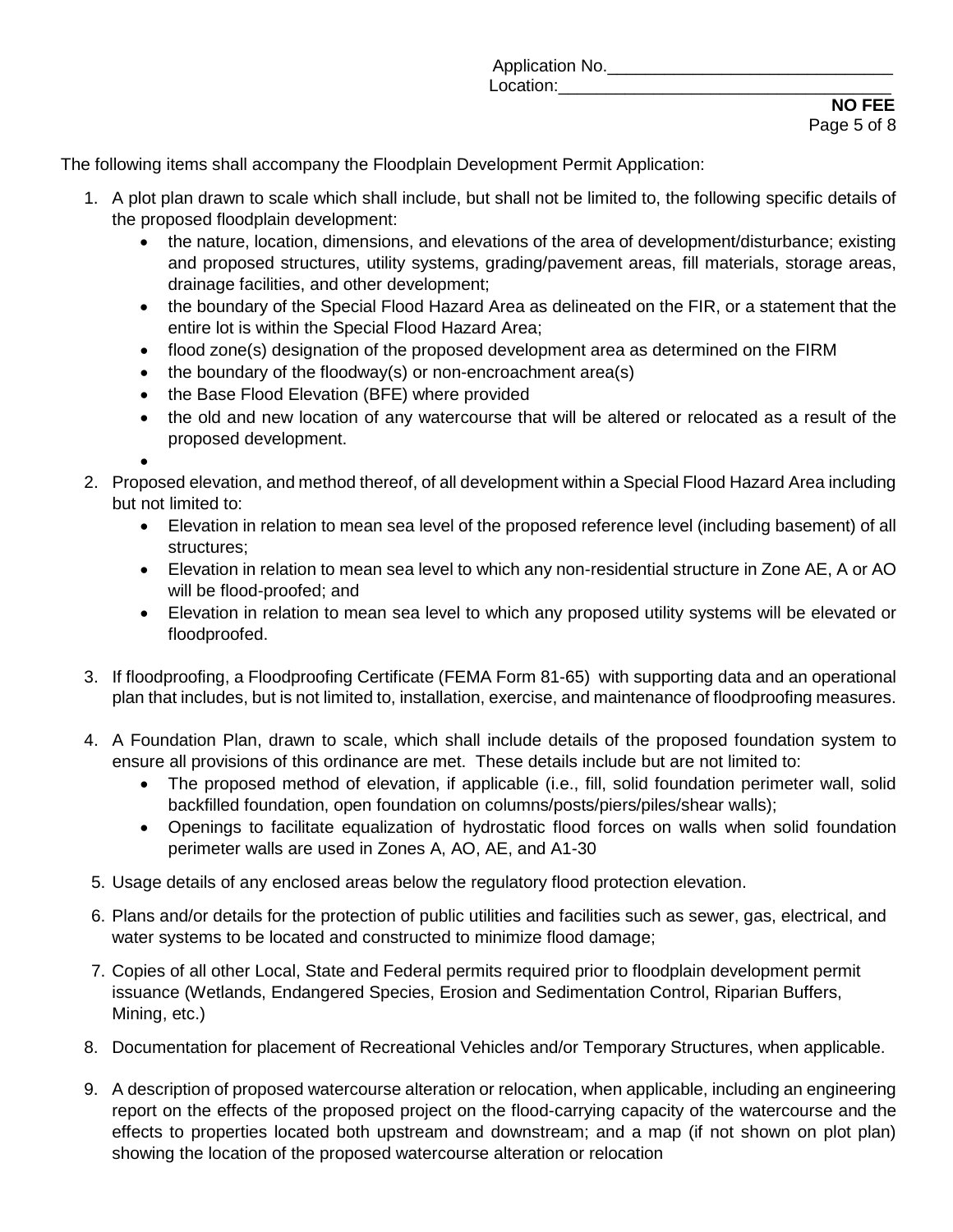Application No.______________________________
Location:__________________________________

**NO FEE**

The following items shall accompany the Floodplain Development Permit Application:

1. A plot plan drawn to scale which shall include, but shall not be limited to, the following specific details of the proposed floodplain development:
   - the nature, location, dimensions, and elevations of the area of development/disturbance; existing and proposed structures, utility systems, grading/pavement areas, fill materials, storage areas, drainage facilities, and other development;
   - the boundary of the Special Flood Hazard Area as delineated on the FIR, or a statement that the entire lot is within the Special Flood Hazard Area;
   - flood zone(s) designation of the proposed development area as determined on the FIRM
   - the boundary of the floodway(s) or non-encroachment area(s)
   - the Base Flood Elevation (BFE) where provided
   - the old and new location of any watercourse that will be altered or relocated as a result of the proposed development.
   -
2. Proposed elevation, and method thereof, of all development within a Special Flood Hazard Area including but not limited to:
   - Elevation in relation to mean sea level of the proposed reference level (including basement) of all structures;
   - Elevation in relation to mean sea level to which any non-residential structure in Zone AE, A or AO will be flood-proofed; and
   - Elevation in relation to mean sea level to which any proposed utility systems will be elevated or floodproofed.
3. If floodproofing, a Floodproofing Certificate (FEMA Form 81-65) with supporting data and an operational plan that includes, but is not limited to, installation, exercise, and maintenance of floodproofing measures.
4. A Foundation Plan, drawn to scale, which shall include details of the proposed foundation system to ensure all provisions of this ordinance are met. These details include but are not limited to:
   - The proposed method of elevation, if applicable (i.e., fill, solid foundation perimeter wall, solid backfilled foundation, open foundation on columns/posts/piers/piles/shear walls);
   - Openings to facilitate equalization of hydrostatic flood forces on walls when solid foundation perimeter walls are used in Zones A, AO, AE, and A1-30
5. Usage details of any enclosed areas below the regulatory flood protection elevation.
6. Plans and/or details for the protection of public utilities and facilities such as sewer, gas, electrical, and water systems to be located and constructed to minimize flood damage;
7. Copies of all other Local, State and Federal permits required prior to floodplain development permit issuance (Wetlands, Endangered Species, Erosion and Sedimentation Control, Riparian Buffers, Mining, etc.)
8. Documentation for placement of Recreational Vehicles and/or Temporary Structures, when applicable.
9. A description of proposed watercourse alteration or relocation, when applicable, including an engineering report on the effects of the proposed project on the flood-carrying capacity of the watercourse and the effects to properties located both upstream and downstream; and a map (if not shown on plot plan) showing the location of the proposed watercourse alteration or relocation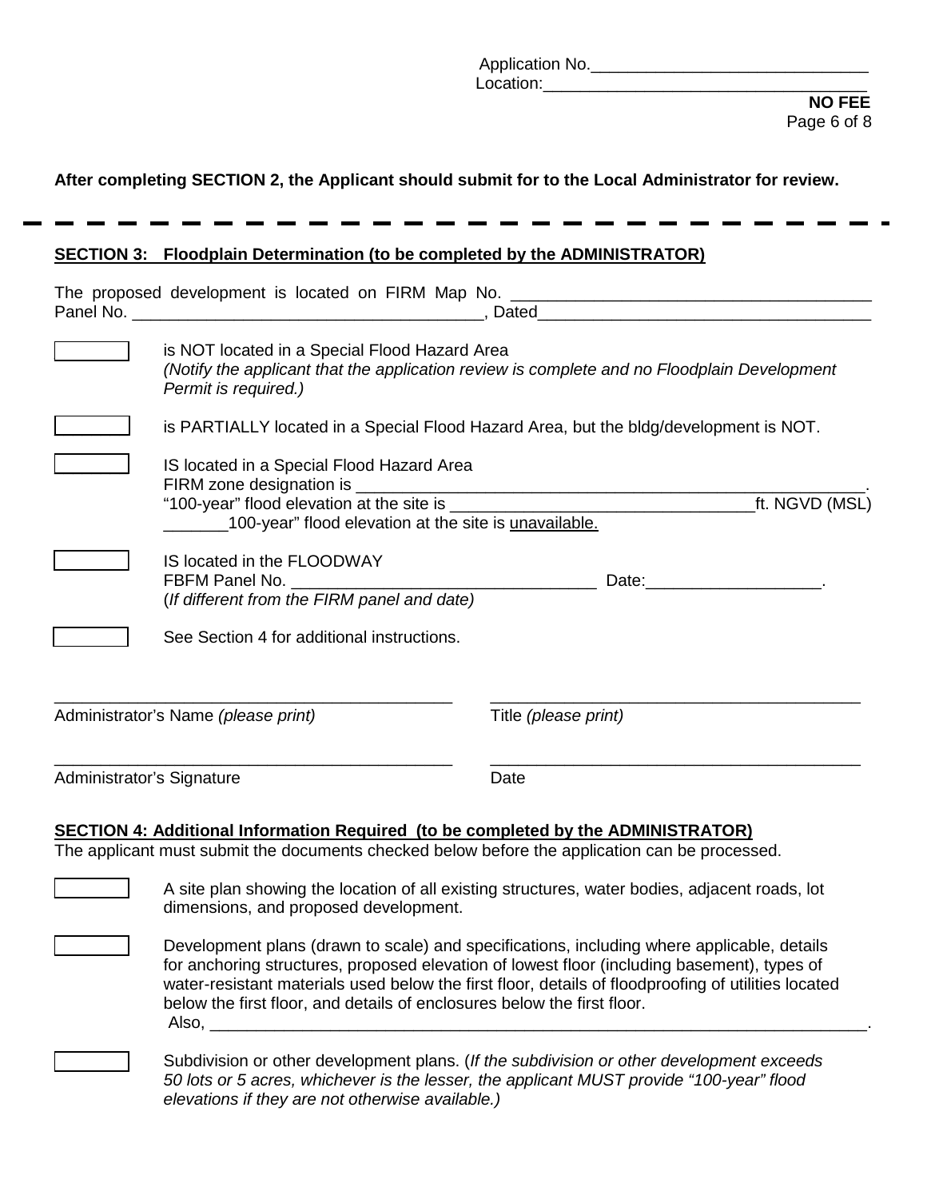Application No.______________________________
Location:__________________________________
**NO FEE**

**After completing SECTION 2, the Applicant should submit for to the Local Administrator for review.**

---

**SECTION 3: Floodplain Determination (to be completed by the ADMINISTRATOR)**

The proposed development is located on FIRM Map No. ________________________________________
Panel No. ________________________________________, Dated____________________________________

☐ is NOT located in a Special Flood Hazard Area
*(Notify the applicant that the application review is complete and no Floodplain Development Permit is required.)*

☐ is PARTIALLY located in a Special Flood Hazard Area, but the bldg/development is NOT.

☐ IS located in a Special Flood Hazard Area
FIRM zone designation is ____________________________________________________________.
"100-year" flood elevation at the site is __________________________________ft. NGVD (MSL)
_______100-year" flood elevation at the site is unavailable.

☐ IS located in the FLOODWAY
FBFM Panel No. __________________________________ Date:___________________.
(*If different from the FIRM panel and date)*

☐ See Section 4 for additional instructions.

____________________________________________ ________________________________________
Administrator's Name *(please print)* Title *(please print)*

____________________________________________ ________________________________________
Administrator's Signature Date

**SECTION 4: Additional Information Required (to be completed by the ADMINISTRATOR)**

The applicant must submit the documents checked below before the application can be processed.

☐ A site plan showing the location of all existing structures, water bodies, adjacent roads, lot dimensions, and proposed development.

☐ Development plans (drawn to scale) and specifications, including where applicable, details for anchoring structures, proposed elevation of lowest floor (including basement), types of water-resistant materials used below the first floor, details of floodproofing of utilities located below the first floor, and details of enclosures below the first floor.
Also, ____________________________________________________________________________.

☐ Subdivision or other development plans. (*If the subdivision or other development exceeds 50 lots or 5 acres, whichever is the lesser, the applicant MUST provide "100-year" flood elevations if they are not otherwise available.)*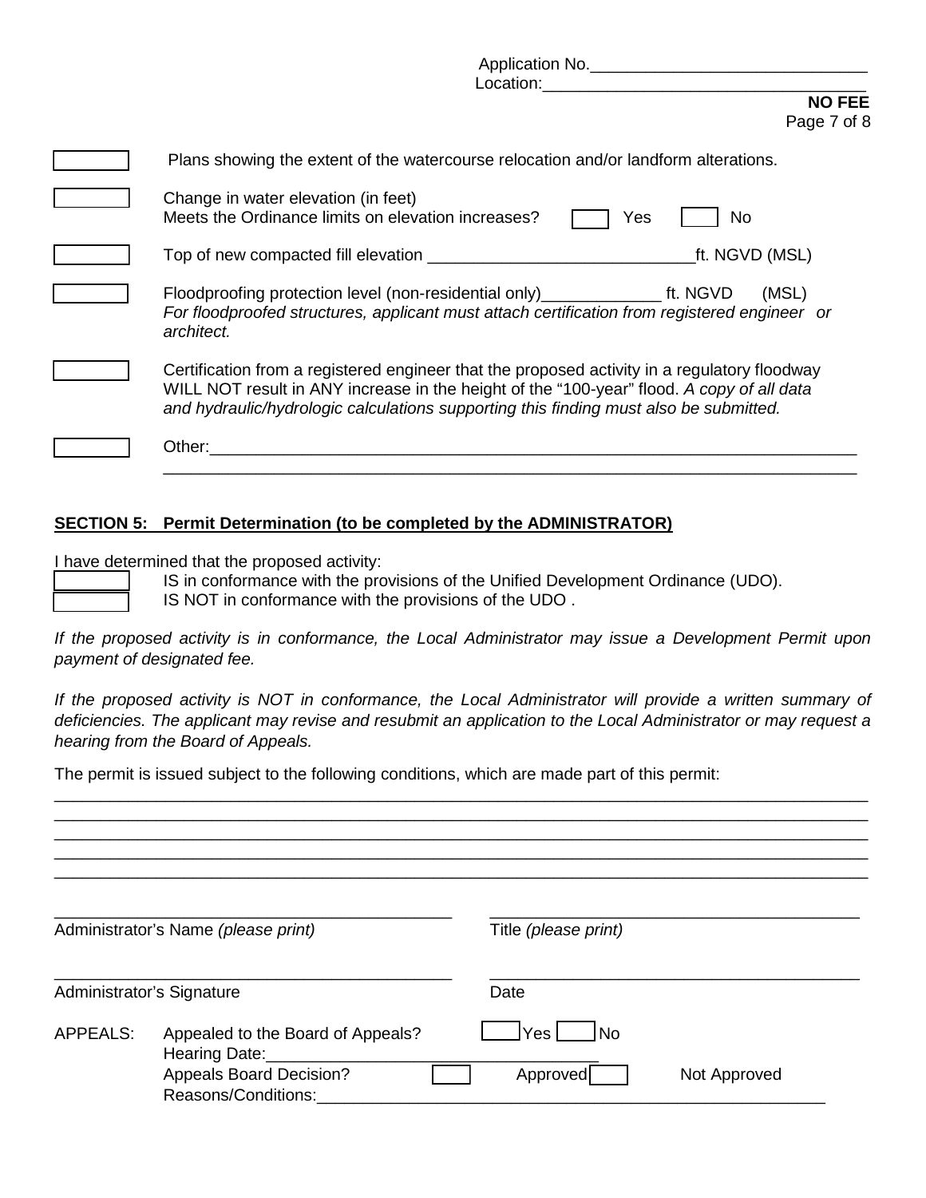Application No.______________________________
Location:__________________________________

**NO FEE**

☐ Plans showing the extent of the watercourse relocation and/or landform alterations.

☐ Change in water elevation (in feet)
Meets the Ordinance limits on elevation increases? ☐ Yes ☐ No

☐ Top of new compacted fill elevation _____________________________ft. NGVD (MSL)

☐ Floodproofing protection level (non-residential only)_____________ ft. NGVD (MSL)
*For floodproofed structures, applicant must attach certification from registered engineer or architect.*

☐ Certification from a registered engineer that the proposed activity in a regulatory floodway WILL NOT result in ANY increase in the height of the "100-year" flood. *A copy of all data and hydraulic/hydrologic calculations supporting this finding must also be submitted.*

☐ Other:_________________________________________________________________________
______________________________________________________________________________

**SECTION 5: Permit Determination (to be completed by the ADMINISTRATOR)**

I have determined that the proposed activity:

☐ IS in conformance with the provisions of the Unified Development Ordinance (UDO).
☐ IS NOT in conformance with the provisions of the UDO .

*If the proposed activity is in conformance, the Local Administrator may issue a Development Permit upon payment of designated fee.*

*If the proposed activity is NOT in conformance, the Local Administrator will provide a written summary of deficiencies. The applicant may revise and resubmit an application to the Local Administrator or may request a hearing from the Board of Appeals.*

The permit is issued subject to the following conditions, which are made part of this permit:
______________________________________________________________________________
______________________________________________________________________________
______________________________________________________________________________
______________________________________________________________________________
______________________________________________________________________________

_____________________________________ _____________________________________
Administrator's Name *(please print)* Title *(please print)*

_____________________________________ _____________________________________
Administrator's Signature Date

APPEALS: Appealed to the Board of Appeals? ☐ Yes ☐ No
Hearing Date:___________________________________
Appeals Board Decision? ☐ Approved ☐ Not Approved
Reasons/Conditions:_____________________________________________________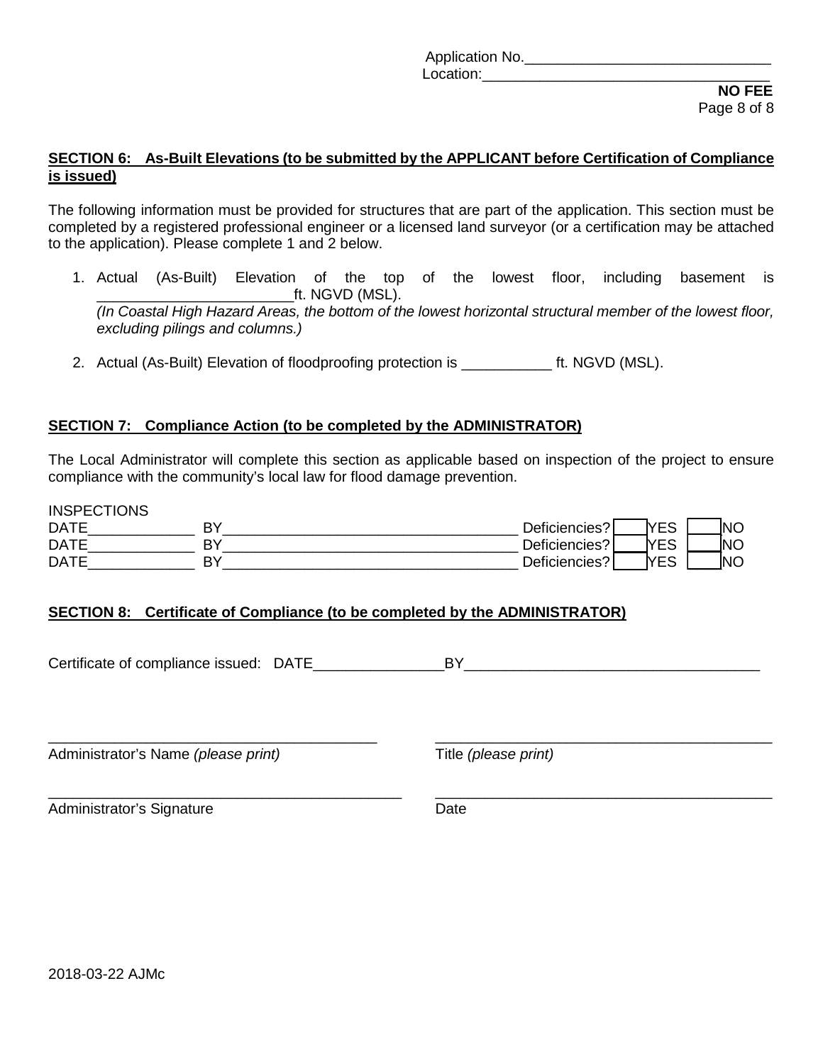Application No.______________________________
Location:_________________________________

**NO FEE**

**SECTION 6: As-Built Elevations (to be submitted by the APPLICANT before Certification of Compliance is issued)**

The following information must be provided for structures that are part of the application. This section must be completed by a registered professional engineer or a licensed land surveyor (or a certification may be attached to the application). Please complete 1 and 2 below.

1. Actual (As-Built) Elevation of the top of the lowest floor, including basement is ________________________ft. NGVD (MSL).
   *(In Coastal High Hazard Areas, the bottom of the lowest horizontal structural member of the lowest floor, excluding pilings and columns.)*

2. Actual (As-Built) Elevation of floodproofing protection is ___________ ft. NGVD (MSL).

**SECTION 7: Compliance Action (to be completed by the ADMINISTRATOR)**

The Local Administrator will complete this section as applicable based on inspection of the project to ensure compliance with the community's local law for flood damage prevention.

INSPECTIONS

DATE_____________ BY____________________________________ Deficiencies? ☐ YES ☐ NO

DATE_____________ BY____________________________________ Deficiencies? ☐ YES ☐ NO

DATE_____________ BY____________________________________ Deficiencies? ☐ YES ☐ NO

**SECTION 8: Certificate of Compliance (to be completed by the ADMINISTRATOR)**

Certificate of compliance issued: DATE________________BY____________________________________

_________________________________________ Administrator's Name *(please print)*

_________________________________________ Title *(please print)*

_________________________________________ Administrator's Signature

_________________________________________ Date

2018-03-22 AJMc